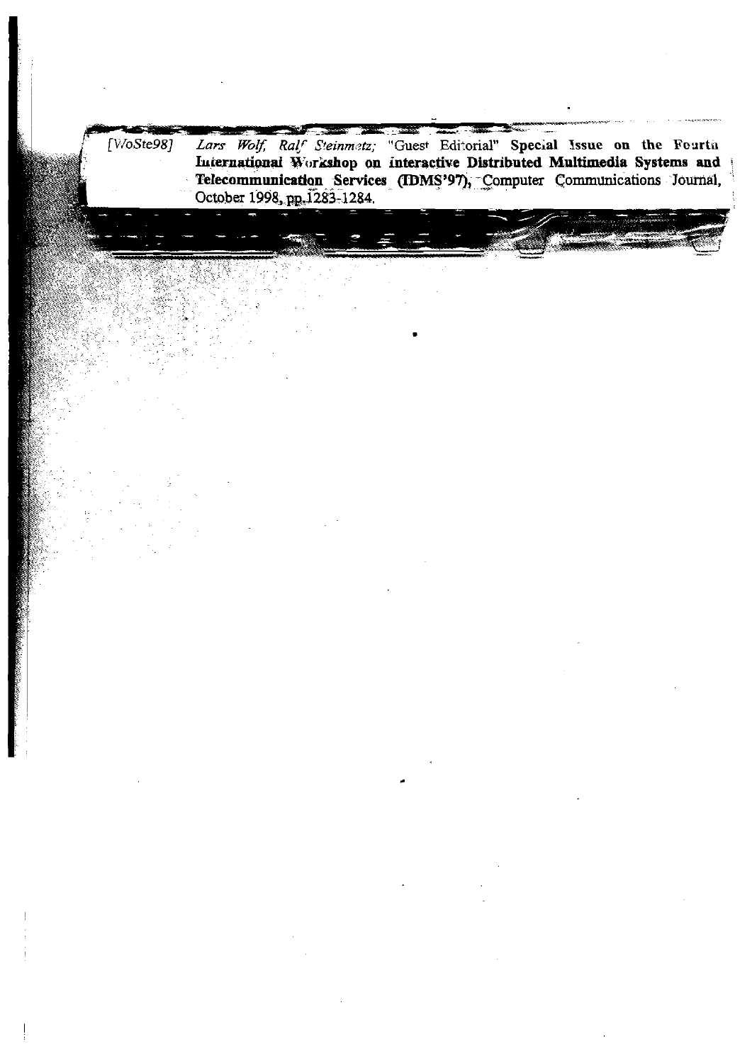[WoSte98] *Lars Wolf, Ralf Steinmetz;* "Guest Editorial" **Special Issue on the Fourth International Workshop on interactive Distributed Multimedia Systems and Telecommunication Services (IDMS'97)**, Computer Communications Journal, October 1998, pp.1283-1284.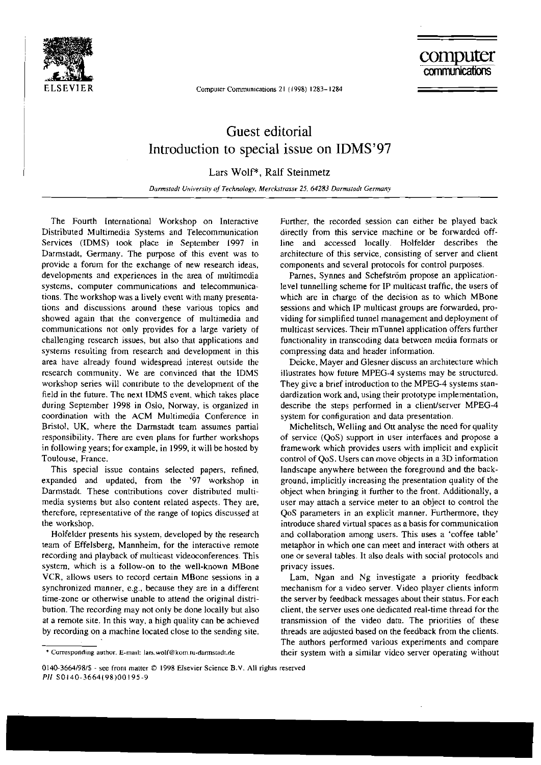# Guest editorial
# Introduction to special issue on IDMS'97

Lars Wolf*, Ralf Steinmetz

*Darmstadt University of Technology, Merckstrasse 25, 64283 Darmstadt Germany*

The Fourth International Workshop on Interactive Distributed Multimedia Systems and Telecommunication Services (IDMS) took place in September 1997 in Darmstadt, Germany. The purpose of this event was to provide a forum for the exchange of new research ideas, developments and experiences in the area of multimedia systems, computer communications and telecommunications. The workshop was a lively event with many presentations and discussions around these various topics and showed again that the convergence of multimedia and communications not only provides for a large variety of challenging research issues, but also that applications and systems resulting from research and development in this area have already found widespread interest outside the research community. We are convinced that the IDMS workshop series will contribute to the development of the field in the future. The next IDMS event, which takes place during September 1998 in Oslo, Norway, is organized in coordination with the ACM Multimedia Conference in Bristol, UK, where the Darmstadt team assumes partial responsibility. There are even plans for further workshops in following years; for example, in 1999, it will be hosted by Toulouse, France.

This special issue contains selected papers, refined, expanded and updated, from the '97 workshop in Darmstadt. These contributions cover distributed multimedia systems but also content related aspects. They are, therefore, representative of the range of topics discussed at the workshop.

Holfelder presents his system, developed by the research team of Effelsberg, Mannheim, for the interactive remote recording and playback of multicast videoconferences. This system, which is a follow-on to the well-known MBone VCR, allows users to record certain MBone sessions in a synchronized manner, e.g., because they are in a different time-zone or otherwise unable to attend the original distribution. The recording may not only be done locally but also at a remote site. In this way, a high quality can be achieved by recording on a machine located close to the sending site. Further, the recorded session can either be played back directly from this service machine or be forwarded off-line and accessed locally. Holfelder describes the architecture of this service, consisting of server and client components and several protocols for control purposes.

Parnes, Synnes and Schefström propose an application-level tunnelling scheme for IP multicast traffic, the users of which are in charge of the decision as to which MBone sessions and which IP multicast groups are forwarded, providing for simplified tunnel management and deployment of multicast services. Their mTunnel application offers further functionality in transcoding data between media formats or compressing data and header information.

Deicke, Mayer and Glesner discuss an architecture which illustrates how future MPEG-4 systems may be structured. They give a brief introduction to the MPEG-4 systems standardization work and, using their prototype implementation, describe the steps performed in a client/server MPEG-4 system for configuration and data presentation.

Michelitsch, Welling and Ott analyse the need for quality of service (QoS) support in user interfaces and propose a framework which provides users with implicit and explicit control of QoS. Users can move objects in a 3D information landscape anywhere between the foreground and the background, implicitly increasing the presentation quality of the object when bringing it further to the front. Additionally, a user may attach a service meter to an object to control the QoS parameters in an explicit manner. Furthermore, they introduce shared virtual spaces as a basis for communication and collaboration among users. This uses a 'coffee table' metaphor in which one can meet and interact with others at one or several tables. It also deals with social protocols and privacy issues.

Lam, Ngan and Ng investigate a priority feedback mechanism for a video server. Video player clients inform the server by feedback messages about their status. For each client, the server uses one dedicated real-time thread for the transmission of the video data. The priorities of these threads are adjusted based on the feedback from the clients. The authors performed various experiments and compare their system with a similar video server operating without

\* Corresponding author. E-mail: lars.wolf@kom.tu-darmstadt.de

0140-3664/98/$ - see front matter © 1998 Elsevier Science B.V. All rights reserved
PII S0140-3664(98)00195-9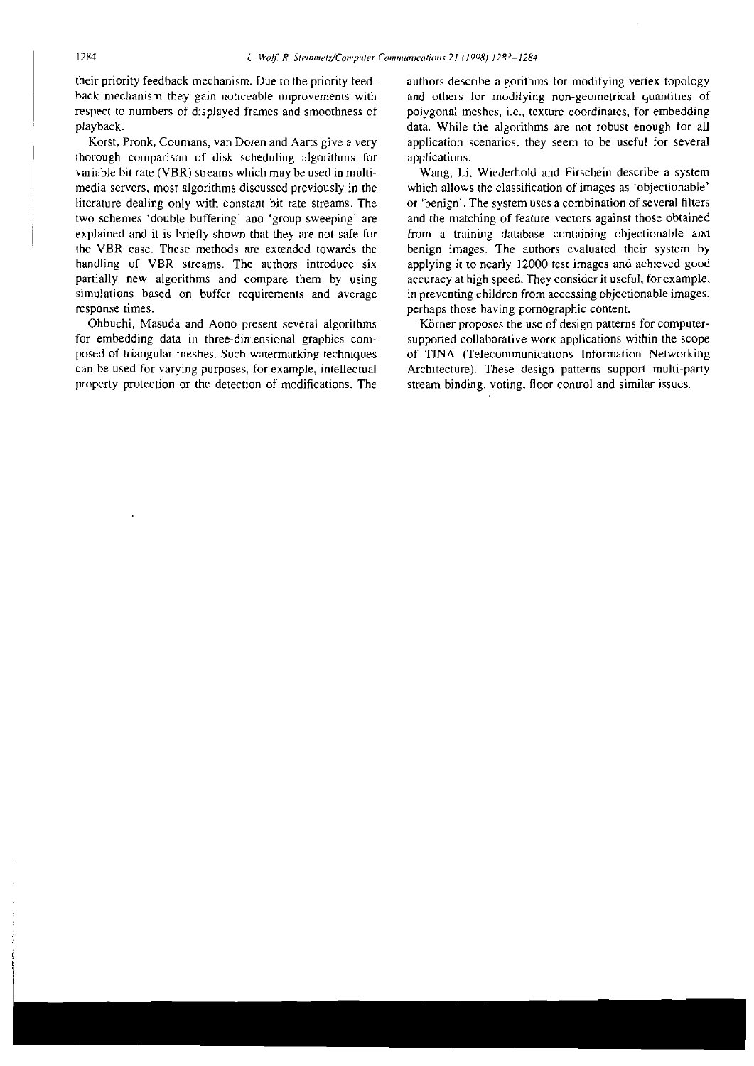their priority feedback mechanism. Due to the priority feedback mechanism they gain noticeable improvements with respect to numbers of displayed frames and smoothness of playback.

Korst, Pronk, Coumans, van Doren and Aarts give a very thorough comparison of disk scheduling algorithms for variable bit rate (VBR) streams which may be used in multimedia servers, most algorithms discussed previously in the literature dealing only with constant bit rate streams. The two schemes 'double buffering' and 'group sweeping' are explained and it is briefly shown that they are not safe for the VBR case. These methods are extended towards the handling of VBR streams. The authors introduce six partially new algorithms and compare them by using simulations based on buffer requirements and average response times.

Ohbuchi, Masuda and Aono present several algorithms for embedding data in three-dimensional graphics composed of triangular meshes. Such watermarking techniques can be used for varying purposes, for example, intellectual property protection or the detection of modifications. The authors describe algorithms for modifying vertex topology and others for modifying non-geometrical quantities of polygonal meshes, i.e., texture coordinates, for embedding data. While the algorithms are not robust enough for all application scenarios, they seem to be useful for several applications.

Wang, Li, Wiederhold and Firschein describe a system which allows the classification of images as 'objectionable' or 'benign'. The system uses a combination of several filters and the matching of feature vectors against those obtained from a training database containing objectionable and benign images. The authors evaluated their system by applying it to nearly 12000 test images and achieved good accuracy at high speed. They consider it useful, for example, in preventing children from accessing objectionable images, perhaps those having pornographic content.

Körner proposes the use of design patterns for computer-supported collaborative work applications within the scope of TINA (Telecommunications Information Networking Architecture). These design patterns support multi-party stream binding, voting, floor control and similar issues.